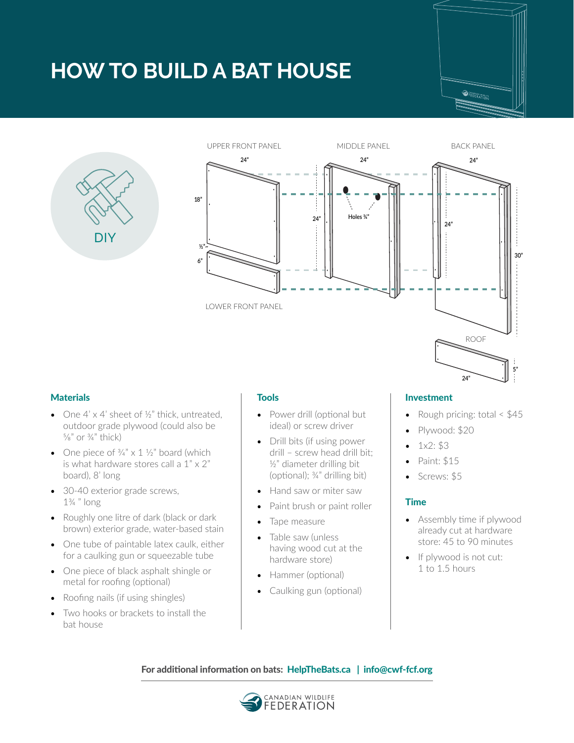# HOW TO BUILD A BAT HOUSE

DIY

UPPER FRONT PANEL

24"

18"

½"

6"

LOWER FRONT PANEL

MIDDLE PANEL

24"

24"

Holes ¾"

BACK PANEL

24"

24"

30"

ROOF

5"

24"

## Materials

- One 4' x 4' sheet of ½" thick, untreated, outdoor grade plywood (could also be ⅝" or ¾" thick)
- One piece of ¾" x 1 ½" board (which is what hardware stores call a 1" x 2" board), 8' long
- 30-40 exterior grade screws, 1¾ " long
- Roughly one litre of dark (black or dark brown) exterior grade, water-based stain
- One tube of paintable latex caulk, either for a caulking gun or squeezable tube
- One piece of black asphalt shingle or metal for roofing (optional)
- Roofing nails (if using shingles)
- Two hooks or brackets to install the bat house

## Tools

- Power drill (optional but ideal) or screw driver
- Drill bits (if using power drill – screw head drill bit; ½" diameter drilling bit (optional); ¾" drilling bit)
- Hand saw or miter saw
- Paint brush or paint roller
- Tape measure
- Table saw (unless having wood cut at the hardware store)
- Hammer (optional)
- Caulking gun (optional)

## Investment

- Rough pricing: total < $45
- Plywood: $20
- 1x2: $3
- Paint: $15
- Screws: $5

## Time

- Assembly time if plywood already cut at hardware store: 45 to 90 minutes
- If plywood is not cut: 1 to 1.5 hours

**For additional information on bats: HelpTheBats.ca | info@cwf-fcf.org**

CANADIAN WILDLIFE FEDERATION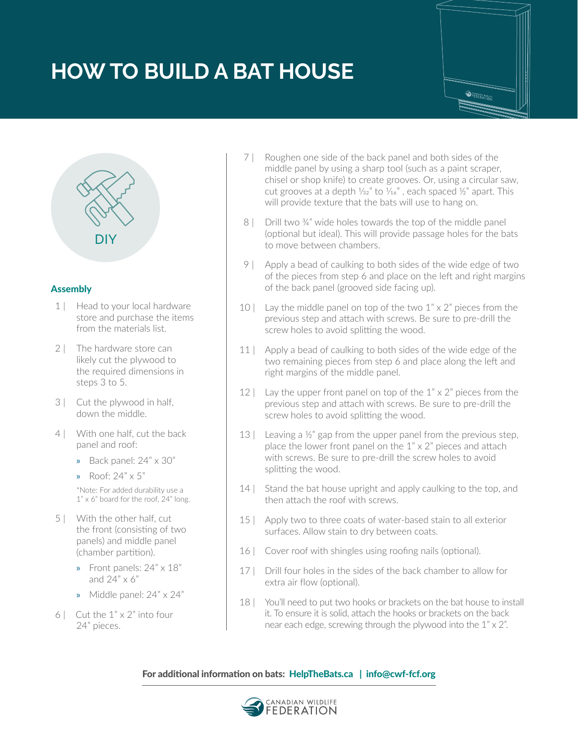# HOW TO BUILD A BAT HOUSE

DIY

**Assembly**

1 | Head to your local hardware store and purchase the items from the materials list.

2 | The hardware store can likely cut the plywood to the required dimensions in steps 3 to 5.

3 | Cut the plywood in half, down the middle.

4 | With one half, cut the back panel and roof:

- Back panel: 24" x 30"
- Roof: 24" x 5"

*Note: For added durability use a 1" x 6" board for the roof, 24" long.

5 | With the other half, cut the front (consisting of two panels) and middle panel (chamber partition).

- Front panels: 24" x 18" and 24" x 6"
- Middle panel: 24" x 24"

6 | Cut the 1" x 2" into four 24" pieces.

7 | Roughen one side of the back panel and both sides of the middle panel by using a sharp tool (such as a paint scraper, chisel or shop knife) to create grooves. Or, using a circular saw, cut grooves at a depth $\frac{1}{32}$" to $\frac{1}{16}$", each spaced ½" apart. This will provide texture that the bats will use to hang on.

8 | Drill two ¾" wide holes towards the top of the middle panel (optional but ideal). This will provide passage holes for the bats to move between chambers.

9 | Apply a bead of caulking to both sides of the wide edge of two of the pieces from step 6 and place on the left and right margins of the back panel (grooved side facing up).

10 | Lay the middle panel on top of the two 1" x 2" pieces from the previous step and attach with screws. Be sure to pre-drill the screw holes to avoid splitting the wood.

11 | Apply a bead of caulking to both sides of the wide edge of the two remaining pieces from step 6 and place along the left and right margins of the middle panel.

12 | Lay the upper front panel on top of the 1" x 2" pieces from the previous step and attach with screws. Be sure to pre-drill the screw holes to avoid splitting the wood.

13 | Leaving a ½" gap from the upper panel from the previous step, place the lower front panel on the 1" x 2" pieces and attach with screws. Be sure to pre-drill the screw holes to avoid splitting the wood.

14 | Stand the bat house upright and apply caulking to the top, and then attach the roof with screws.

15 | Apply two to three coats of water-based stain to all exterior surfaces. Allow stain to dry between coats.

16 | Cover roof with shingles using roofing nails (optional).

17 | Drill four holes in the sides of the back chamber to allow for extra air flow (optional).

18 | You'll need to put two hooks or brackets on the bat house to install it. To ensure it is solid, attach the hooks or brackets on the back near each edge, screwing through the plywood into the 1" x 2".

**For additional information on bats: HelpTheBats.ca | info@cwf-fcf.org**

CANADIAN WILDLIFE FEDERATION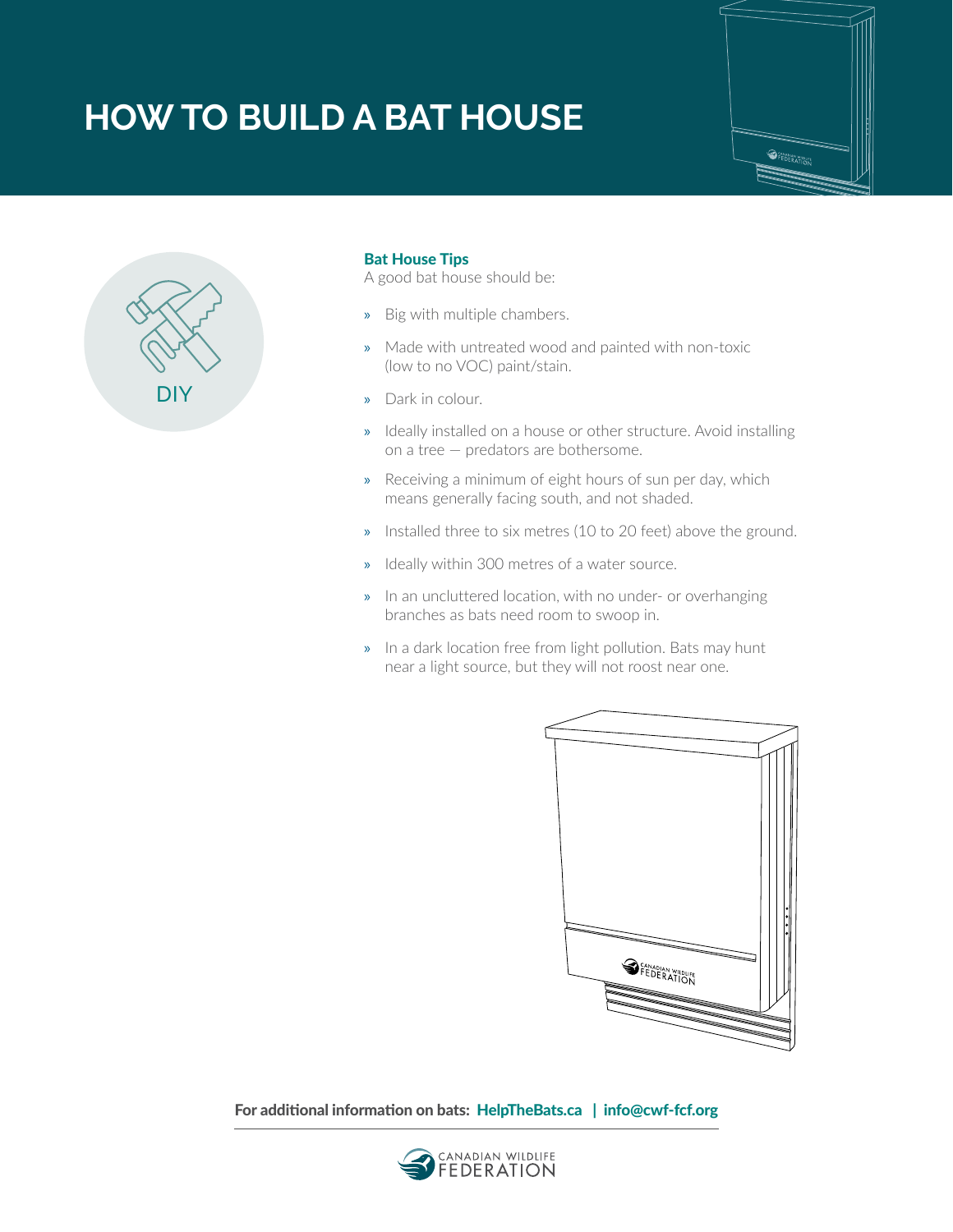# HOW TO BUILD A BAT HOUSE

DIY

### Bat House Tips

A good bat house should be:

- Big with multiple chambers.
- Made with untreated wood and painted with non-toxic (low to no VOC) paint/stain.
- Dark in colour.
- Ideally installed on a house or other structure. Avoid installing on a tree — predators are bothersome.
- Receiving a minimum of eight hours of sun per day, which means generally facing south, and not shaded.
- Installed three to six metres (10 to 20 feet) above the ground.
- Ideally within 300 metres of a water source.
- In an uncluttered location, with no under- or overhanging branches as bats need room to swoop in.
- In a dark location free from light pollution. Bats may hunt near a light source, but they will not roost near one.

**For additional information on bats: HelpTheBats.ca | info@cwf-fcf.org**

CANADIAN WILDLIFE FEDERATION